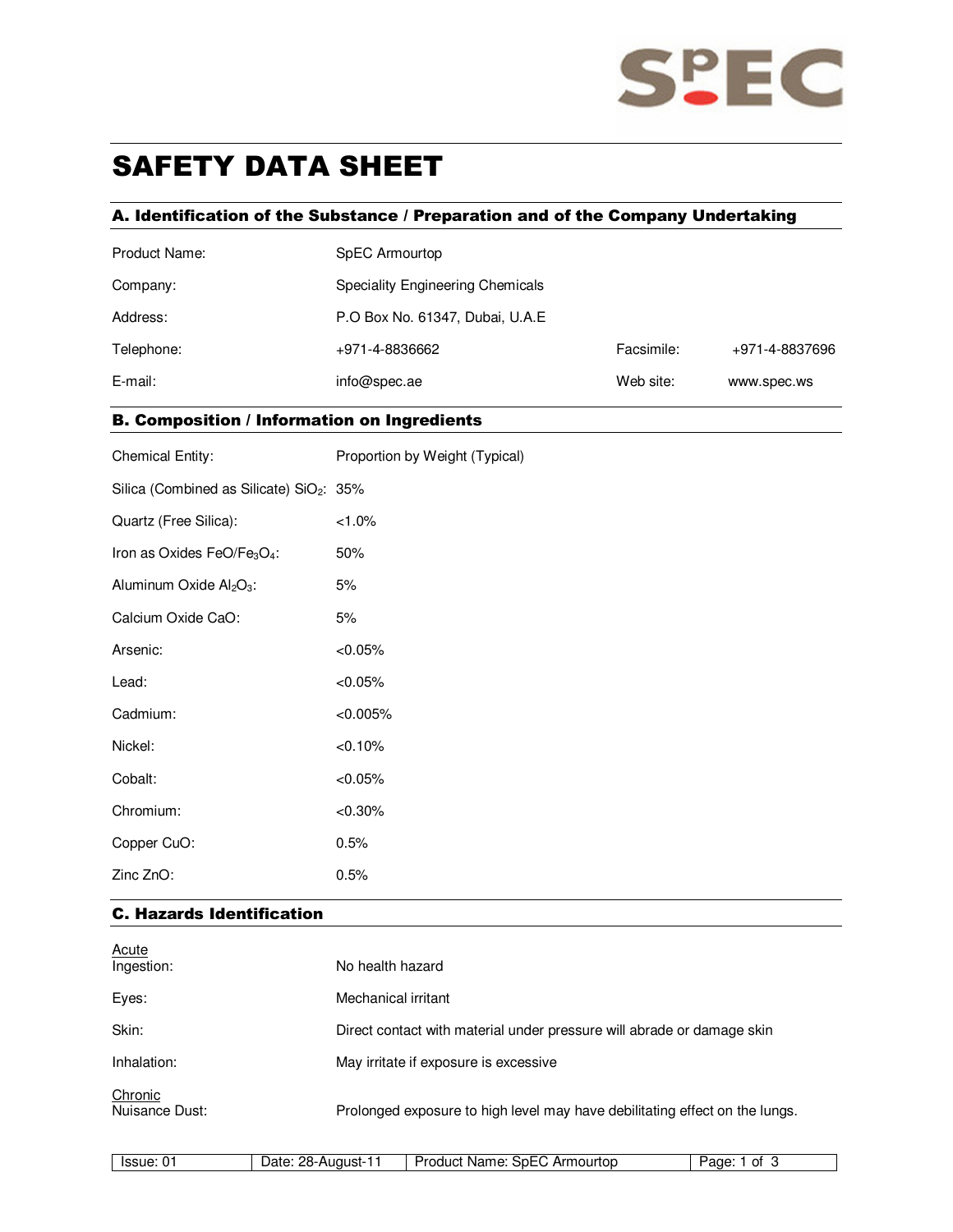# SAFETY DATA SHEET

## A. Identification of the Substance / Preparation and of the Company Undertaking

| | | | |
|---|---|---|---|
| Product Name: | SpEC Armourtop | | |
| Company: | Speciality Engineering Chemicals | | |
| Address: | P.O Box No. 61347, Dubai, U.A.E | | |
| Telephone: | +971-4-8836662 | Facsimile: | +971-4-8837696 |
| E-mail: | info@spec.ae | Web site: | www.spec.ws |

## B. Composition / Information on Ingredients

| Chemical Entity: | Proportion by Weight (Typical) |
|---|---|
| Silica (Combined as Silicate) $SiO_2$: | 35% |
| Quartz (Free Silica): | <1.0% |
| Iron as Oxides $FeO/Fe_3O_4$: | 50% |
| Aluminum Oxide $Al_2O_3$: | 5% |
| Calcium Oxide CaO: | 5% |
| Arsenic: | <0.05% |
| Lead: | <0.05% |
| Cadmium: | <0.005% |
| Nickel: | <0.10% |
| Cobalt: | <0.05% |
| Chromium: | <0.30% |
| Copper CuO: | 0.5% |
| Zinc ZnO: | 0.5% |

## C. Hazards Identification

<u>Acute</u>

| | |
|---|---|
| Ingestion: | No health hazard |
| Eyes: | Mechanical irritant |
| Skin: | Direct contact with material under pressure will abrade or damage skin |
| Inhalation: | May irritate if exposure is excessive |

<u>Chronic</u>

| | |
|---|---|
| Nuisance Dust: | Prolonged exposure to high level may have debilitating effect on the lungs. |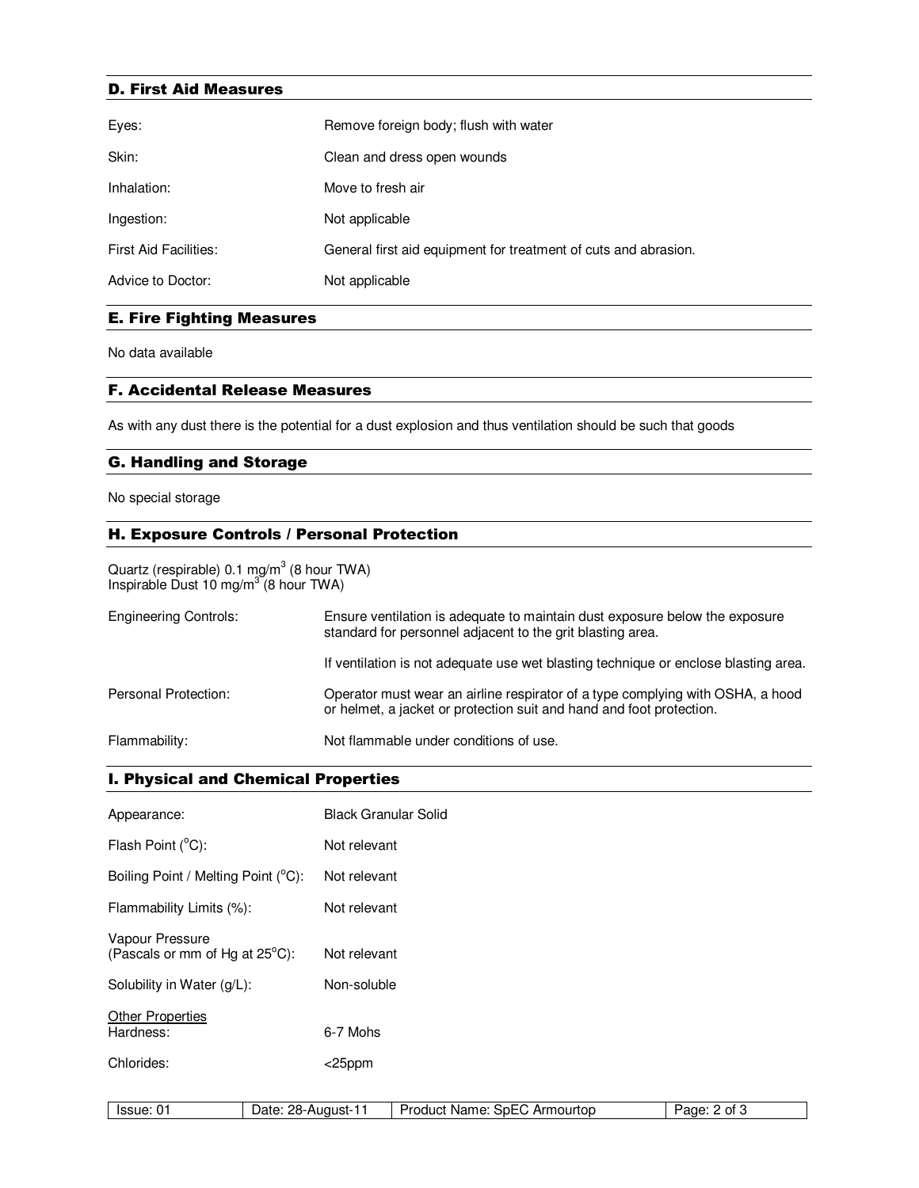## D. First Aid Measures

| | |
|---|---|
| Eyes: | Remove foreign body; flush with water |
| Skin: | Clean and dress open wounds |
| Inhalation: | Move to fresh air |
| Ingestion: | Not applicable |
| First Aid Facilities: | General first aid equipment for treatment of cuts and abrasion. |
| Advice to Doctor: | Not applicable |

## E. Fire Fighting Measures

No data available

## F. Accidental Release Measures

As with any dust there is the potential for a dust explosion and thus ventilation should be such that goods

## G. Handling and Storage

No special storage

## H. Exposure Controls / Personal Protection

Quartz (respirable) 0.1 mg/m$^3$ (8 hour TWA)
Inspirable Dust 10 mg/m$^3$ (8 hour TWA)

| | |
|---|---|
| Engineering Controls: | Ensure ventilation is adequate to maintain dust exposure below the exposure standard for personnel adjacent to the grit blasting area. |
| | If ventilation is not adequate use wet blasting technique or enclose blasting area. |
| Personal Protection: | Operator must wear an airline respirator of a type complying with OSHA, a hood or helmet, a jacket or protection suit and hand and foot protection. |
| Flammability: | Not flammable under conditions of use. |

## I. Physical and Chemical Properties

| | |
|---|---|
| Appearance: | Black Granular Solid |
| Flash Point ($^o$C): | Not relevant |
| Boiling Point / Melting Point ($^o$C): | Not relevant |
| Flammability Limits (%): | Not relevant |
| Vapour Pressure (Pascals or mm of Hg at 25$^o$C): | Not relevant |
| Solubility in Water (g/L): | Non-soluble |

<u>Other Properties</u>

| | |
|---|---|
| Hardness: | 6-7 Mohs |
| Chlorides: | <25ppm |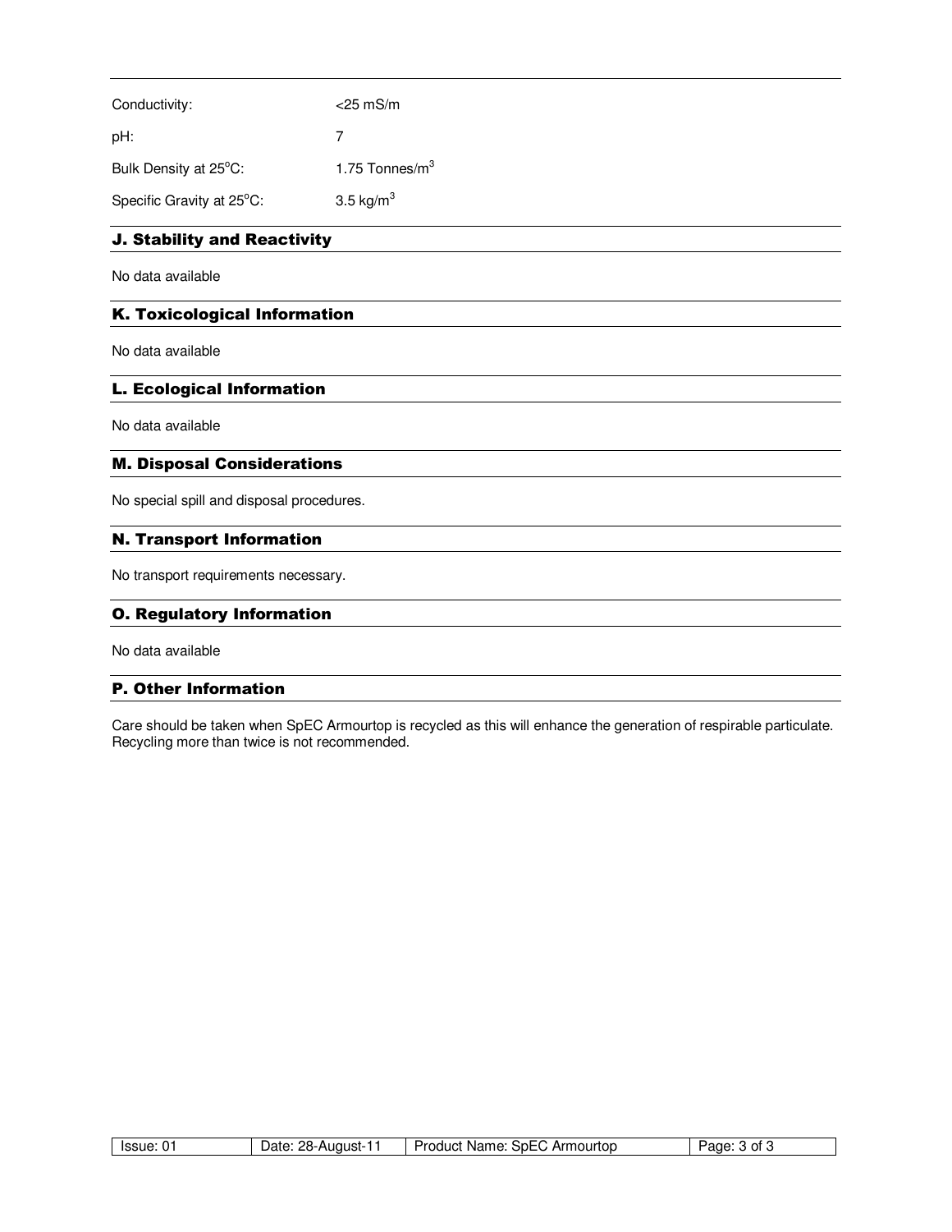| | |
|---|---|
| Conductivity: | <25 mS/m |
| pH: | 7 |
| Bulk Density at 25°C: | 1.75 Tonnes/$m^3$ |
| Specific Gravity at 25°C: | 3.5 kg/$m^3$ |

## J. Stability and Reactivity

No data available

## K. Toxicological Information

No data available

## L. Ecological Information

No data available

## M. Disposal Considerations

No special spill and disposal procedures.

## N. Transport Information

No transport requirements necessary.

## O. Regulatory Information

No data available

## P. Other Information

Care should be taken when SpEC Armourtop is recycled as this will enhance the generation of respirable particulate. Recycling more than twice is not recommended.